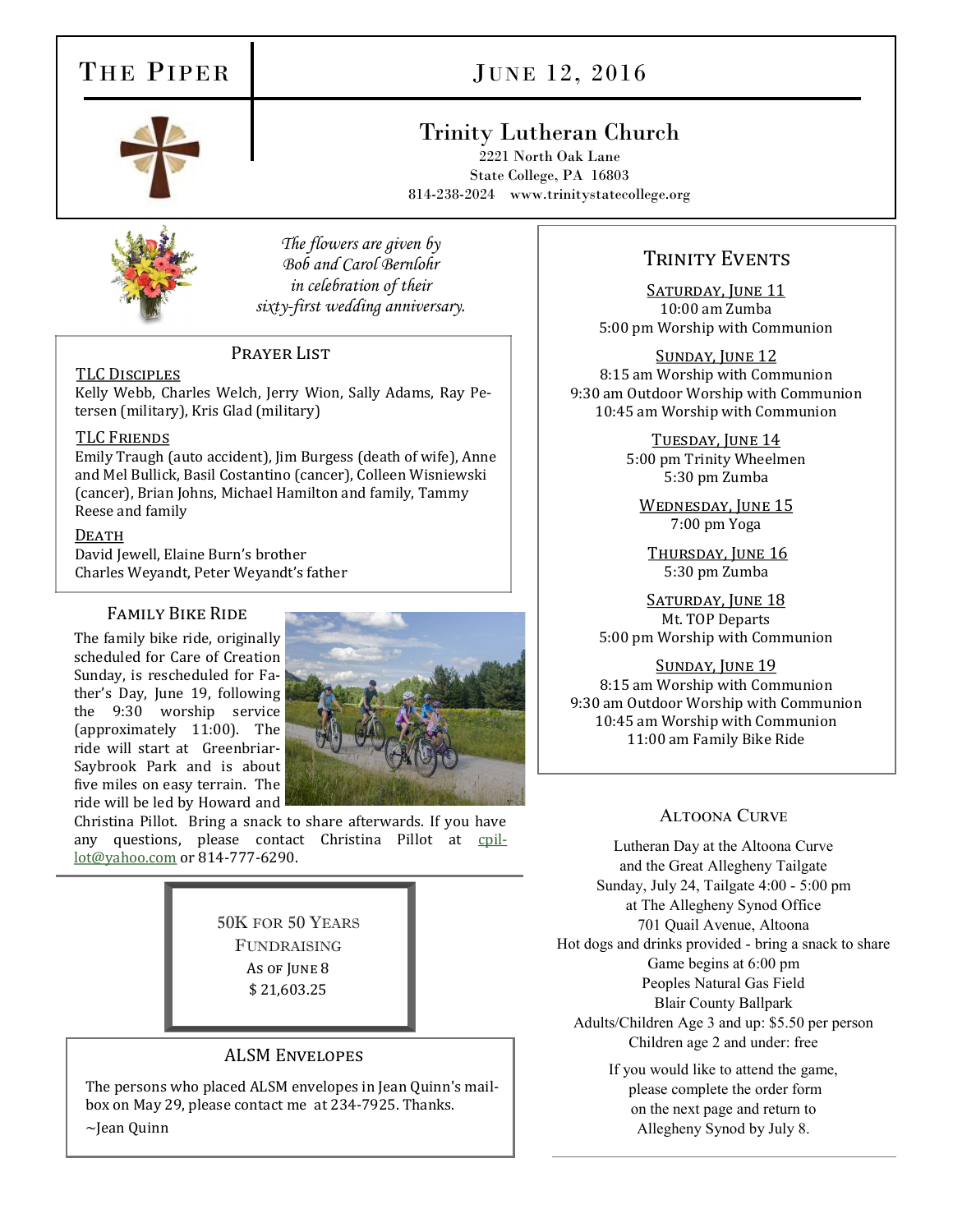# The Piper

## June 12, 2016

## Trinity Lutheran Church

2221 North Oak Lane
State College, PA 16803
814-238-2024 www.trinitystatecollege.org

*The flowers are given by Bob and Carol Bernlohr in celebration of their sixty-first wedding anniversary.*

### Prayer List

**TLC Disciples**
Kelly Webb, Charles Welch, Jerry Wion, Sally Adams, Ray Petersen (military), Kris Glad (military)

**TLC Friends**
Emily Traugh (auto accident), Jim Burgess (death of wife), Anne and Mel Bullick, Basil Costantino (cancer), Colleen Wisniewski (cancer), Brian Johns, Michael Hamilton and family, Tammy Reese and family

**Death**
David Jewell, Elaine Burn's brother
Charles Weyandt, Peter Weyandt's father

### Family Bike Ride

The family bike ride, originally scheduled for Care of Creation Sunday, is rescheduled for Father's Day, Sunday, June 19, following the 9:30 worship service (approximately 11:00). The ride will start at Greenbriar-Saybrook Park and is about five miles on easy terrain. The ride will be led by Howard and Christina Pillot. Bring a snack to share afterwards. If you have any questions, please contact Christina Pillot at cpillot@yahoo.com or 814-777-6290.

### 50K for 50 Years Fundraising

As of June 8
$ 21,603.25

### ALSM Envelopes

The persons who placed ALSM envelopes in Jean Quinn's mailbox on May 29, please contact me at 234-7925. Thanks.
~Jean Quinn

### Trinity Events

**Saturday, June 11**
10:00 am Zumba
5:00 pm Worship with Communion

**Sunday, June 12**
8:15 am Worship with Communion
9:30 am Outdoor Worship with Communion
10:45 am Worship with Communion

**Tuesday, June 14**
5:00 pm Trinity Wheelmen
5:30 pm Zumba

**Wednesday, June 15**
7:00 pm Yoga

**Thursday, June 16**
5:30 pm Zumba

**Saturday, June 18**
Mt. TOP Departs
5:00 pm Worship with Communion

**Sunday, June 19**
8:15 am Worship with Communion
9:30 am Outdoor Worship with Communion
10:45 am Worship with Communion
11:00 am Family Bike Ride

### Altoona Curve

Lutheran Day at the Altoona Curve
and the Great Allegheny Tailgate
Sunday, July 24, Tailgate 4:00 - 5:00 pm
at The Allegheny Synod Office
701 Quail Avenue, Altoona
Hot dogs and drinks provided - bring a snack to share
Game begins at 6:00 pm
Peoples Natural Gas Field
Blair County Ballpark
Adults/Children Age 3 and up: $5.50 per person
Children age 2 and under: free

If you would like to attend the game, please complete the order form on the next page and return to Allegheny Synod by July 8.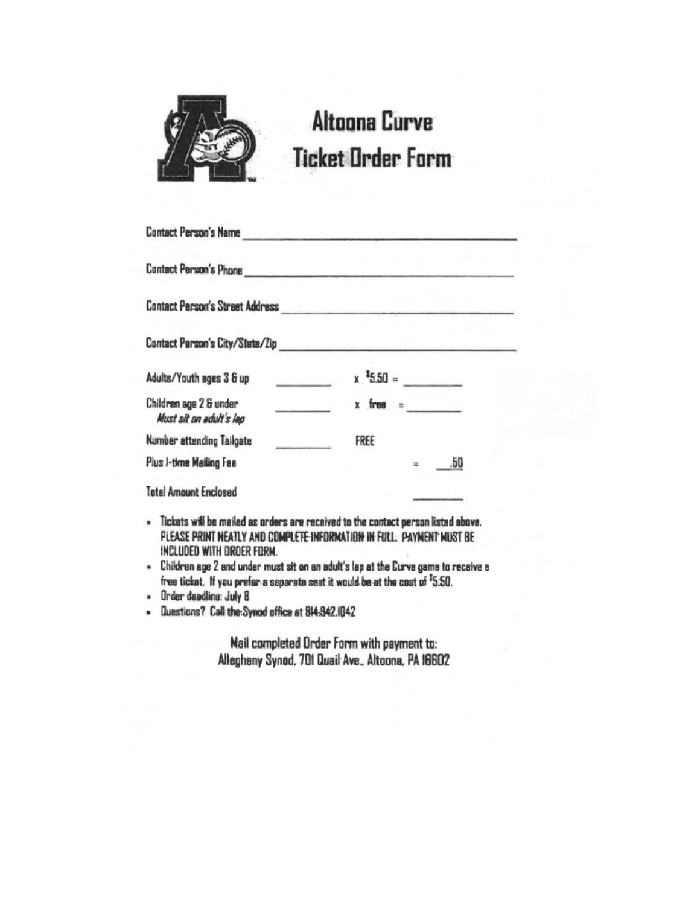# Altoona Curve Ticket Order Form

Contact Person's Name ______________________________

Contact Person's Phone ______________________________

Contact Person's Street Address ______________________________

Contact Person's City/State/Zip ______________________________

| | | | |
|---|---|---|---|
| Adults/Youth ages 3 & up | ________ | x $5.50 = | ________ |
| Children age 2 & under *Must sit on adult's lap* | ________ | x free = | ________ |
| Number attending Tailgate | ________ | FREE | |
| Plus 1-time Mailing Fee | | = | .50 |
| Total Amount Enclosed | | | ________ |

- Tickets will be mailed as orders are received to the contact person listed above. PLEASE PRINT NEATLY AND COMPLETE INFORMATION IN FULL. PAYMENT MUST BE INCLUDED WITH ORDER FORM.
- Children age 2 and under must sit on an adult's lap at the Curve game to receive a free ticket. If you prefer a separate seat it would be at the cost of $5.50.
- Order deadline: July 8
- Questions? Call the Synod office at 814.942.1042

Mail completed Order Form with payment to:
Allegheny Synod, 701 Quail Ave., Altoona, PA 16602